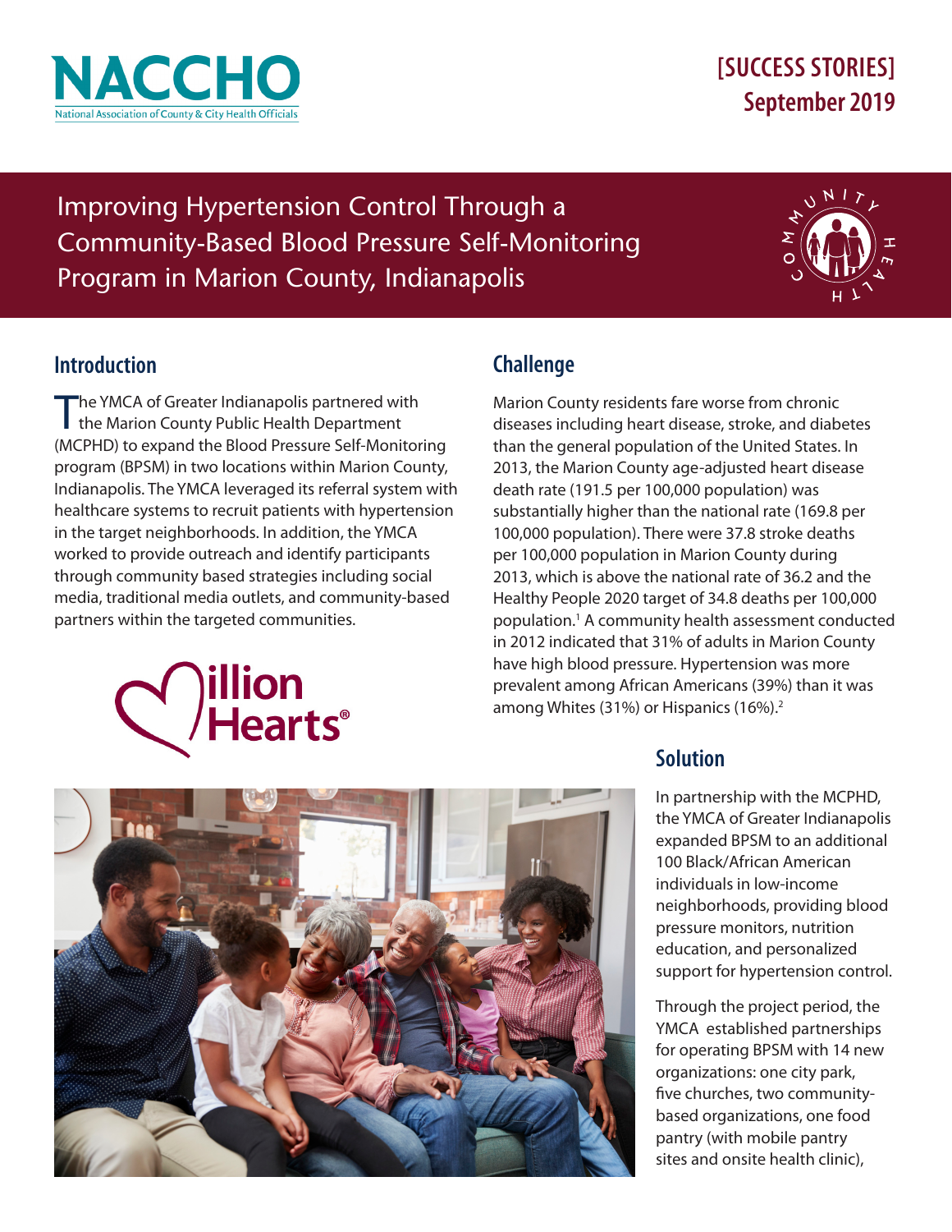NACCHO
National Association of County & City Health Officials

[SUCCESS STORIES]
September 2019

# Improving Hypertension Control Through a Community-Based Blood Pressure Self-Monitoring Program in Marion County, Indianapolis

## Introduction

The YMCA of Greater Indianapolis partnered with the Marion County Public Health Department (MCPHD) to expand the Blood Pressure Self-Monitoring program (BPSM) in two locations within Marion County, Indianapolis. The YMCA leveraged its referral system with healthcare systems to recruit patients with hypertension in the target neighborhoods. In addition, the YMCA worked to provide outreach and identify participants through community based strategies including social media, traditional media outlets, and community-based partners within the targeted communities.

## Challenge

Marion County residents fare worse from chronic diseases including heart disease, stroke, and diabetes than the general population of the United States. In 2013, the Marion County age-adjusted heart disease death rate (191.5 per 100,000 population) was substantially higher than the national rate (169.8 per 100,000 population). There were 37.8 stroke deaths per 100,000 population in Marion County during 2013, which is above the national rate of 36.2 and the Healthy People 2020 target of 34.8 deaths per 100,000 population.[1] A community health assessment conducted in 2012 indicated that 31% of adults in Marion County have high blood pressure. Hypertension was more prevalent among African Americans (39%) than it was among Whites (31%) or Hispanics (16%).[2]

## Solution

In partnership with the MCPHD, the YMCA of Greater Indianapolis expanded BPSM to an additional 100 Black/African American individuals in low-income neighborhoods, providing blood pressure monitors, nutrition education, and personalized support for hypertension control.

Through the project period, the YMCA established partnerships for operating BPSM with 14 new organizations: one city park, five churches, two community-based organizations, one food pantry (with mobile pantry sites and onsite health clinic),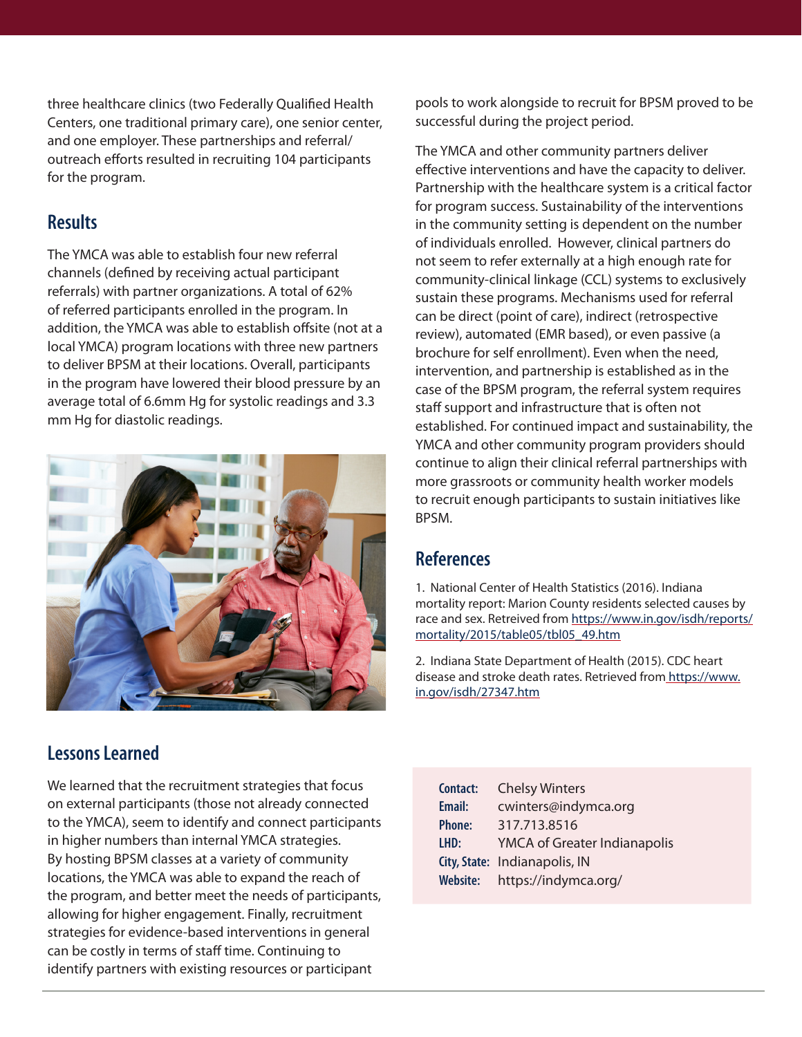three healthcare clinics (two Federally Qualified Health Centers, one traditional primary care), one senior center, and one employer. These partnerships and referral/outreach efforts resulted in recruiting 104 participants for the program.

## Results

The YMCA was able to establish four new referral channels (defined by receiving actual participant referrals) with partner organizations. A total of 62% of referred participants enrolled in the program. In addition, the YMCA was able to establish offsite (not at a local YMCA) program locations with three new partners to deliver BPSM at their locations. Overall, participants in the program have lowered their blood pressure by an average total of 6.6mm Hg for systolic readings and 3.3 mm Hg for diastolic readings.

## Lessons Learned

We learned that the recruitment strategies that focus on external participants (those not already connected to the YMCA), seem to identify and connect participants in higher numbers than internal YMCA strategies. By hosting BPSM classes at a variety of community locations, the YMCA was able to expand the reach of the program, and better meet the needs of participants, allowing for higher engagement. Finally, recruitment strategies for evidence-based interventions in general can be costly in terms of staff time. Continuing to identify partners with existing resources or participant pools to work alongside to recruit for BPSM proved to be successful during the project period.

The YMCA and other community partners deliver effective interventions and have the capacity to deliver. Partnership with the healthcare system is a critical factor for program success. Sustainability of the interventions in the community setting is dependent on the number of individuals enrolled. However, clinical partners do not seem to refer externally at a high enough rate for community-clinical linkage (CCL) systems to exclusively sustain these programs. Mechanisms used for referral can be direct (point of care), indirect (retrospective review), automated (EMR based), or even passive (a brochure for self enrollment). Even when the need, intervention, and partnership is established as in the case of the BPSM program, the referral system requires staff support and infrastructure that is often not established. For continued impact and sustainability, the YMCA and other community program providers should continue to align their clinical referral partnerships with more grassroots or community health worker models to recruit enough participants to sustain initiatives like BPSM.

## References

1. National Center of Health Statistics (2016). Indiana mortality report: Marion County residents selected causes by race and sex. Retreived from https://www.in.gov/isdh/reports/mortality/2015/table05/tbl05_49.htm

2. Indiana State Department of Health (2015). CDC heart disease and stroke death rates. Retrieved from https://www.in.gov/isdh/27347.htm

**Contact:** Chelsy Winters
**Email:** cwinters@indymca.org
**Phone:** 317.713.8516
**LHD:** YMCA of Greater Indianapolis
**City, State:** Indianapolis, IN
**Website:** https://indymca.org/